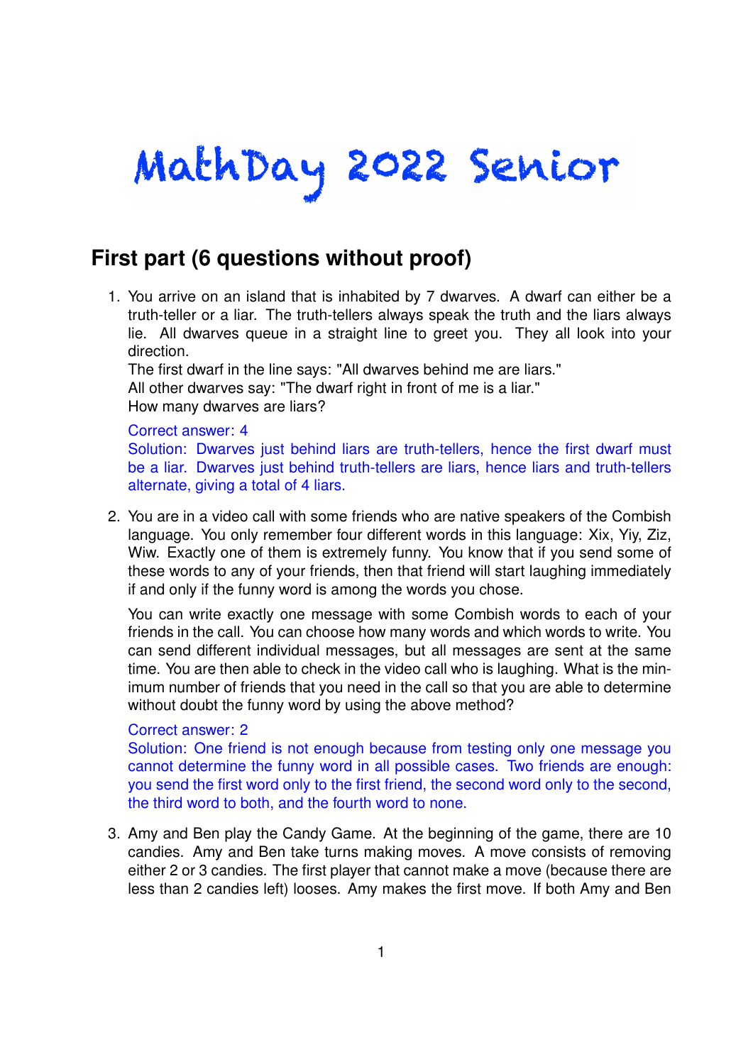# MathDay 2022 Senior

## First part (6 questions without proof)

1. You arrive on an island that is inhabited by 7 dwarves. A dwarf can either be a truth-teller or a liar. The truth-tellers always speak the truth and the liars always lie. All dwarves queue in a straight line to greet you. They all look into your direction.
   The first dwarf in the line says: "All dwarves behind me are liars."
   All other dwarves say: "The dwarf right in front of me is a liar."
   How many dwarves are liars?

   Correct answer: 4
   Solution: Dwarves just behind liars are truth-tellers, hence the first dwarf must be a liar. Dwarves just behind truth-tellers are liars, hence liars and truth-tellers alternate, giving a total of 4 liars.

2. You are in a video call with some friends who are native speakers of the Combish language. You only remember four different words in this language: Xix, Yiy, Ziz, Wiw. Exactly one of them is extremely funny. You know that if you send some of these words to any of your friends, then that friend will start laughing immediately if and only if the funny word is among the words you chose.

   You can write exactly one message with some Combish words to each of your friends in the call. You can choose how many words and which words to write. You can send different individual messages, but all messages are sent at the same time. You are then able to check in the video call who is laughing. What is the minimum number of friends that you need in the call so that you are able to determine without doubt the funny word by using the above method?

   Correct answer: 2
   Solution: One friend is not enough because from testing only one message you cannot determine the funny word in all possible cases. Two friends are enough: you send the first word only to the first friend, the second word only to the second, the third word to both, and the fourth word to none.

3. Amy and Ben play the Candy Game. At the beginning of the game, there are 10 candies. Amy and Ben take turns making moves. A move consists of removing either 2 or 3 candies. The first player that cannot make a move (because there are less than 2 candies left) looses. Amy makes the first move. If both Amy and Ben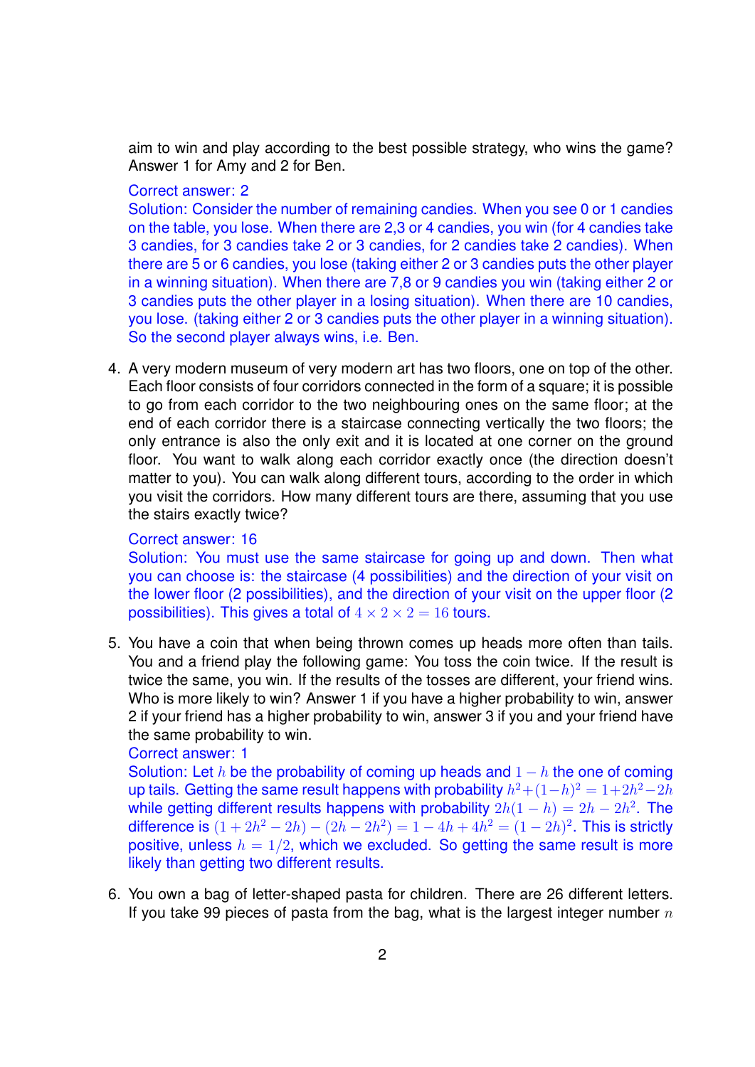aim to win and play according to the best possible strategy, who wins the game? Answer 1 for Amy and 2 for Ben.

Correct answer: 2

Solution: Consider the number of remaining candies. When you see 0 or 1 candies on the table, you lose. When there are 2,3 or 4 candies, you win (for 4 candies take 3 candies, for 3 candies take 2 or 3 candies, for 2 candies take 2 candies). When there are 5 or 6 candies, you lose (taking either 2 or 3 candies puts the other player in a winning situation). When there are 7,8 or 9 candies you win (taking either 2 or 3 candies puts the other player in a losing situation). When there are 10 candies, you lose. (taking either 2 or 3 candies puts the other player in a winning situation). So the second player always wins, i.e. Ben.

4. A very modern museum of very modern art has two floors, one on top of the other. Each floor consists of four corridors connected in the form of a square; it is possible to go from each corridor to the two neighbouring ones on the same floor; at the end of each corridor there is a staircase connecting vertically the two floors; the only entrance is also the only exit and it is located at one corner on the ground floor. You want to walk along each corridor exactly once (the direction doesn't matter to you). You can walk along different tours, according to the order in which you visit the corridors. How many different tours are there, assuming that you use the stairs exactly twice?

   Correct answer: 16

   Solution: You must use the same staircase for going up and down. Then what you can choose is: the staircase (4 possibilities) and the direction of your visit on the lower floor (2 possibilities), and the direction of your visit on the upper floor (2 possibilities). This gives a total of $4 \times 2 \times 2 = 16$ tours.

5. You have a coin that when being thrown comes up heads more often than tails. You and a friend play the following game: You toss the coin twice. If the result is twice the same, you win. If the results of the tosses are different, your friend wins. Who is more likely to win? Answer 1 if you have a higher probability to win, answer 2 if your friend has a higher probability to win, answer 3 if you and your friend have the same probability to win.

   Correct answer: 1

   Solution: Let $h$ be the probability of coming up heads and $1 - h$ the one of coming up tails. Getting the same result happens with probability $h^2 + (1-h)^2 = 1 + 2h^2 - 2h$ while getting different results happens with probability $2h(1 - h) = 2h - 2h^2$. The difference is $(1 + 2h^2 - 2h) - (2h - 2h^2) = 1 - 4h + 4h^2 = (1 - 2h)^2$. This is strictly positive, unless $h = 1/2$, which we excluded. So getting the same result is more likely than getting two different results.

6. You own a bag of letter-shaped pasta for children. There are 26 different letters. If you take 99 pieces of pasta from the bag, what is the largest integer number $n$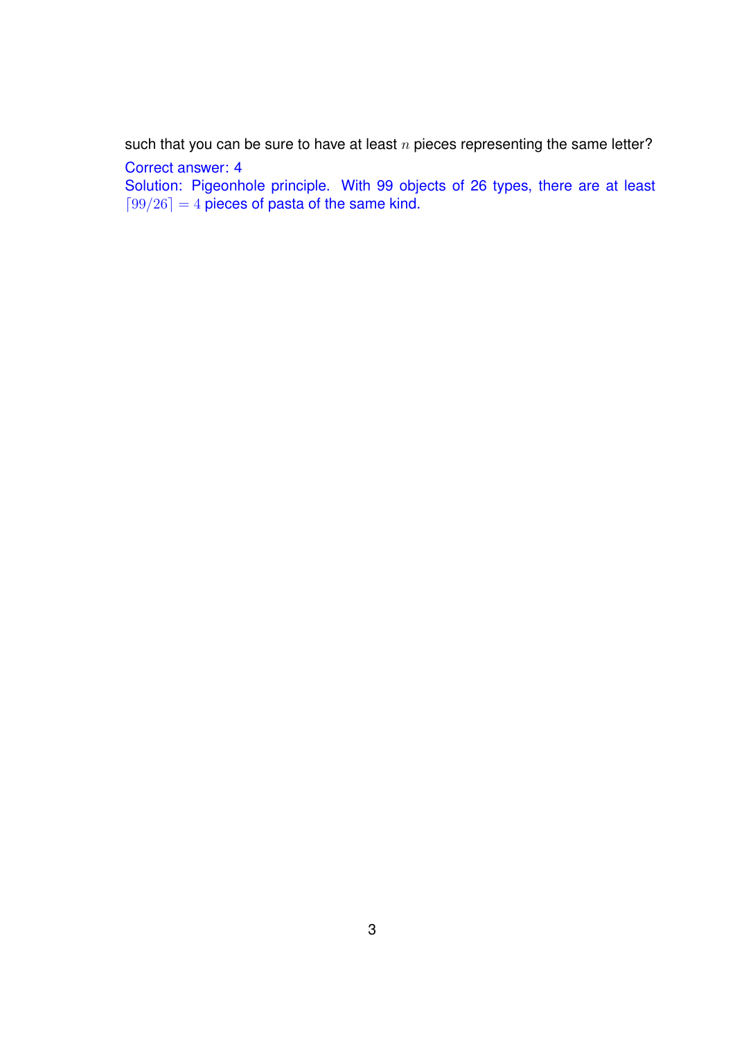such that you can be sure to have at least $n$ pieces representing the same letter?

Correct answer: 4

Solution: Pigeonhole principle. With 99 objects of 26 types, there are at least $\lceil 99/26 \rceil = 4$ pieces of pasta of the same kind.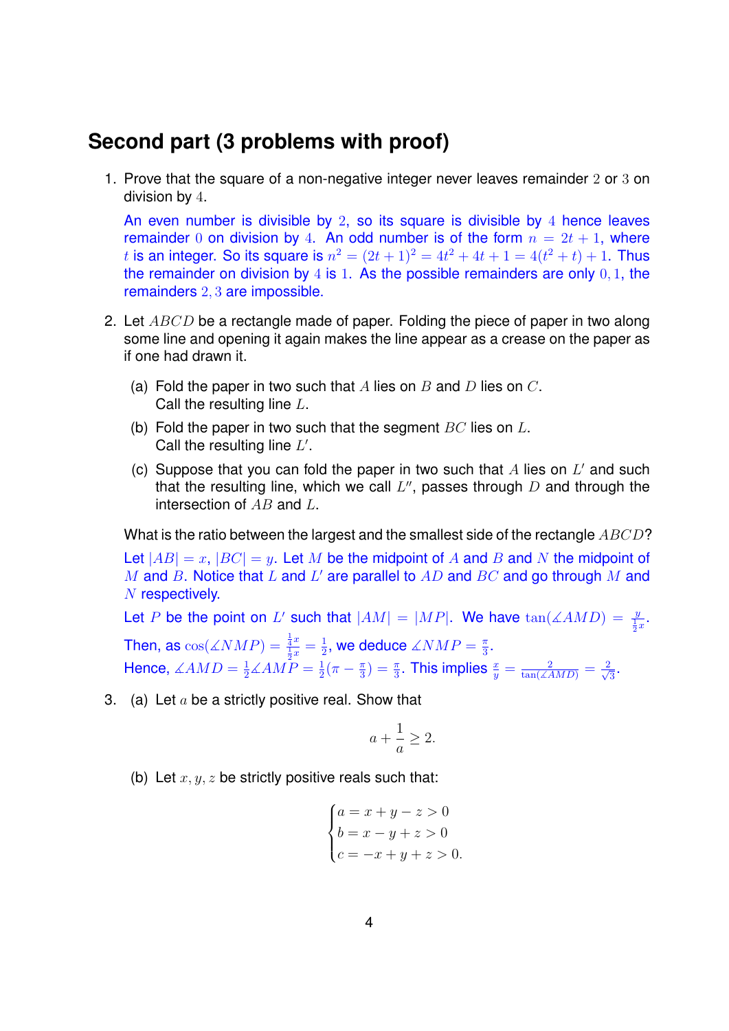## Second part (3 problems with proof)

1. Prove that the square of a non-negative integer never leaves remainder $2$ or $3$ on division by $4$.

   An even number is divisible by $2$, so its square is divisible by $4$ hence leaves remainder $0$ on division by $4$. An odd number is of the form $n = 2t + 1$, where $t$ is an integer. So its square is $n^2 = (2t+1)^2 = 4t^2 + 4t + 1 = 4(t^2 + t) + 1$. Thus the remainder on division by $4$ is $1$. As the possible remainders are only $0, 1$, the remainders $2, 3$ are impossible.

2. Let $ABCD$ be a rectangle made of paper. Folding the piece of paper in two along some line and opening it again makes the line appear as a crease on the paper as if one had drawn it.

   (a) Fold the paper in two such that $A$ lies on $B$ and $D$ lies on $C$. Call the resulting line $L$.

   (b) Fold the paper in two such that the segment $BC$ lies on $L$. Call the resulting line $L'$.

   (c) Suppose that you can fold the paper in two such that $A$ lies on $L'$ and such that the resulting line, which we call $L''$, passes through $D$ and through the intersection of $AB$ and $L$.

   What is the ratio between the largest and the smallest side of the rectangle $ABCD$?

   Let $|AB| = x$, $|BC| = y$. Let $M$ be the midpoint of $A$ and $B$ and $N$ the midpoint of $M$ and $B$. Notice that $L$ and $L'$ are parallel to $AD$ and $BC$ and go through $M$ and $N$ respectively.

   Let $P$ be the point on $L'$ such that $|AM| = |MP|$. We have $\tan(\measuredangle AMD) = \frac{y}{\frac{1}{2}x}$. Then, as $\cos(\measuredangle NMP) = \frac{\frac{1}{4}x}{\frac{1}{2}x} = \frac{1}{2}$, we deduce $\measuredangle NMP = \frac{\pi}{3}$. Hence, $\measuredangle AMD = \frac{1}{2}\measuredangle AMP = \frac{1}{2}(\pi - \frac{\pi}{3}) = \frac{\pi}{3}$. This implies $\frac{x}{y} = \frac{2}{\tan(\measuredangle AMD)} = \frac{2}{\sqrt{3}}$.

3. (a) Let $a$ be a strictly positive real. Show that

   $$a + \frac{1}{a} \geq 2.$$

   (b) Let $x, y, z$ be strictly positive reals such that:

   $$\begin{cases} a = x + y - z > 0 \\ b = x - y + z > 0 \\ c = -x + y + z > 0. \end{cases}$$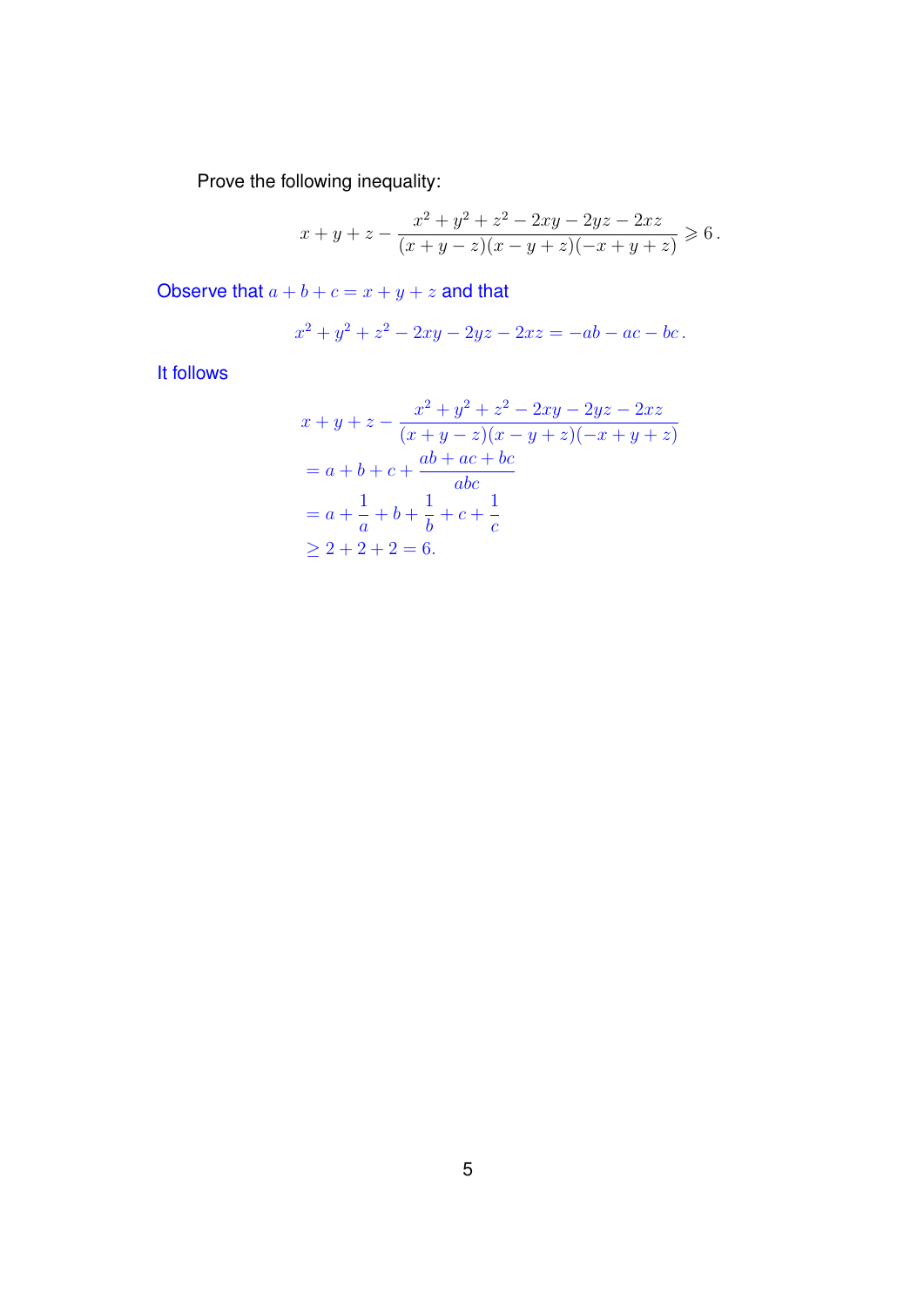Prove the following inequality:

$$x + y + z - \frac{x^2 + y^2 + z^2 - 2xy - 2yz - 2xz}{(x + y - z)(x - y + z)(-x + y + z)} \geqslant 6\,.$$

Observe that $a + b + c = x + y + z$ and that

$$x^2 + y^2 + z^2 - 2xy - 2yz - 2xz = -ab - ac - bc\,.$$

It follows

$$\begin{aligned}
&x + y + z - \frac{x^2 + y^2 + z^2 - 2xy - 2yz - 2xz}{(x + y - z)(x - y + z)(-x + y + z)} \\
&= a + b + c + \frac{ab + ac + bc}{abc} \\
&= a + \frac{1}{a} + b + \frac{1}{b} + c + \frac{1}{c} \\
&\geq 2 + 2 + 2 = 6.
\end{aligned}$$